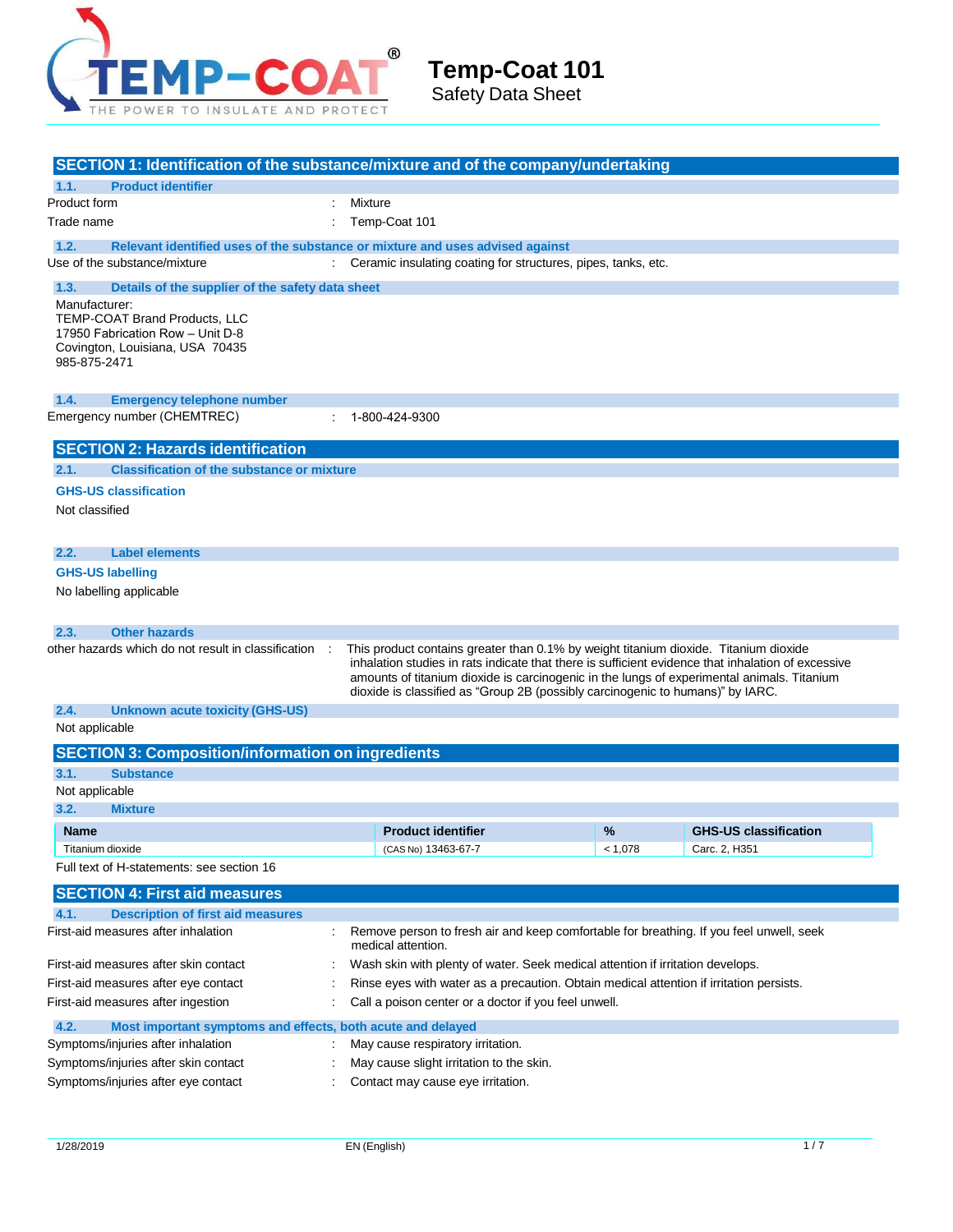# Temp-Coat 101

Safety Data Sheet

## SECTION 1: Identification of the substance/mixture and of the company/undertaking

### 1.1. Product identifier

Product form : Mixture

Trade name : Temp-Coat 101

### 1.2. Relevant identified uses of the substance or mixture and uses advised against

Use of the substance/mixture : Ceramic insulating coating for structures, pipes, tanks, etc.

### 1.3. Details of the supplier of the safety data sheet

Manufacturer:
TEMP-COAT Brand Products, LLC
17950 Fabrication Row – Unit D-8
Covington, Louisiana, USA 70435
985-875-2471

### 1.4. Emergency telephone number

Emergency number (CHEMTREC) : 1-800-424-9300

## SECTION 2: Hazards identification

### 2.1. Classification of the substance or mixture

**GHS-US classification**

Not classified

### 2.2. Label elements

**GHS-US labelling**

No labelling applicable

### 2.3. Other hazards

other hazards which do not result in classification : This product contains greater than 0.1% by weight titanium dioxide. Titanium dioxide inhalation studies in rats indicate that there is sufficient evidence that inhalation of excessive amounts of titanium dioxide is carcinogenic in the lungs of experimental animals. Titanium dioxide is classified as “Group 2B (possibly carcinogenic to humans)” by IARC.

### 2.4. Unknown acute toxicity (GHS-US)

Not applicable

## SECTION 3: Composition/information on ingredients

### 3.1. Substance

Not applicable

### 3.2. Mixture

| Name | Product identifier | % | GHS-US classification |
|---|---|---|---|
| Titanium dioxide | (CAS No) 13463-67-7 | < 1,078 | Carc. 2, H351 |

Full text of H-statements: see section 16

## SECTION 4: First aid measures

### 4.1. Description of first aid measures

First-aid measures after inhalation : Remove person to fresh air and keep comfortable for breathing. If you feel unwell, seek medical attention.

First-aid measures after skin contact : Wash skin with plenty of water. Seek medical attention if irritation develops.

First-aid measures after eye contact : Rinse eyes with water as a precaution. Obtain medical attention if irritation persists.

First-aid measures after ingestion : Call a poison center or a doctor if you feel unwell.

### 4.2. Most important symptoms and effects, both acute and delayed

Symptoms/injuries after inhalation : May cause respiratory irritation.

Symptoms/injuries after skin contact : May cause slight irritation to the skin.

Symptoms/injuries after eye contact : Contact may cause eye irritation.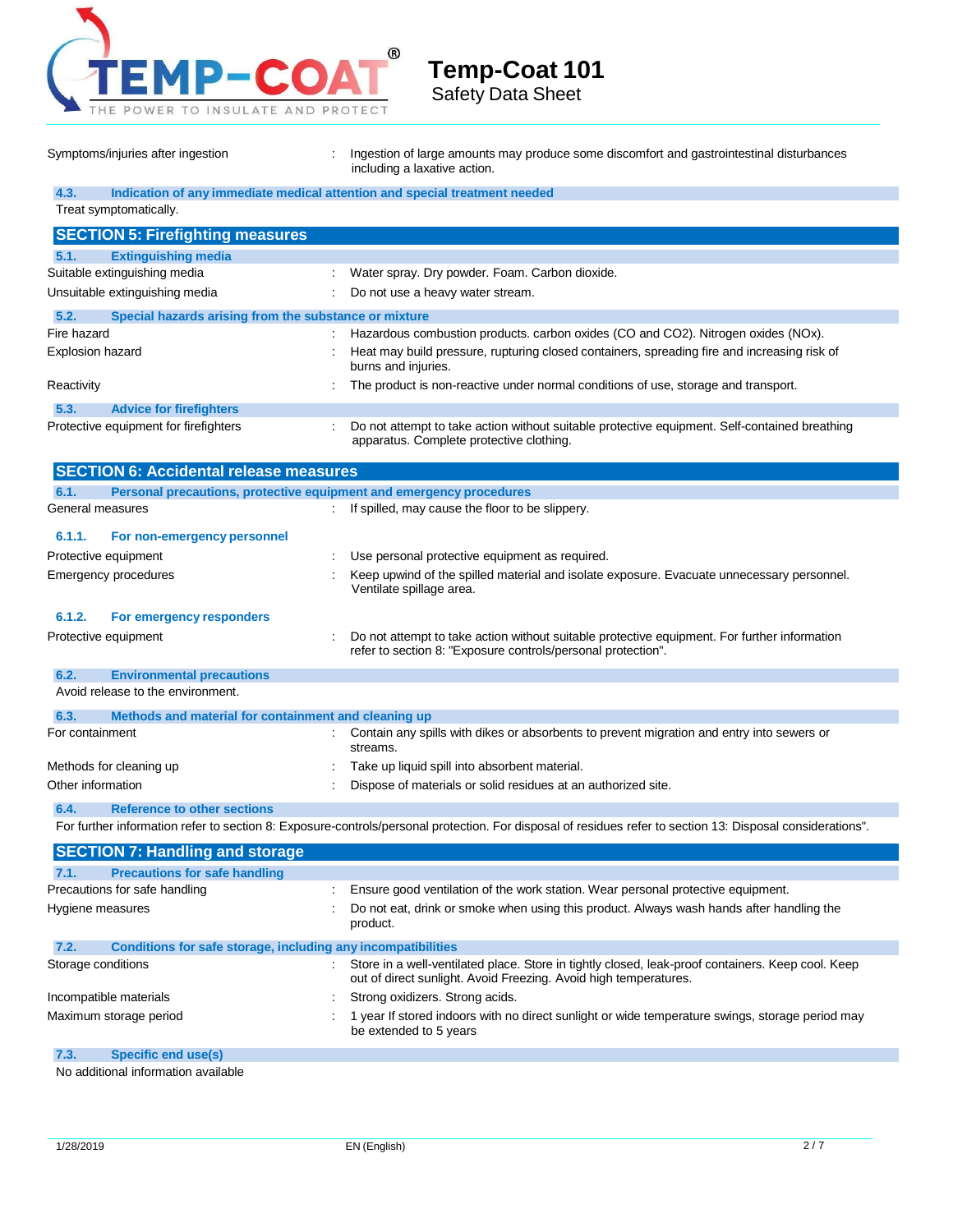Symptoms/injuries after ingestion : Ingestion of large amounts may produce some discomfort and gastrointestinal disturbances including a laxative action.

### 4.3. Indication of any immediate medical attention and special treatment needed

Treat symptomatically.

## SECTION 5: Firefighting measures

### 5.1. Extinguishing media

Suitable extinguishing media : Water spray. Dry powder. Foam. Carbon dioxide.

Unsuitable extinguishing media : Do not use a heavy water stream.

### 5.2. Special hazards arising from the substance or mixture

Fire hazard : Hazardous combustion products. carbon oxides (CO and CO2). Nitrogen oxides (NOx).

Explosion hazard : Heat may build pressure, rupturing closed containers, spreading fire and increasing risk of burns and injuries.

Reactivity : The product is non-reactive under normal conditions of use, storage and transport.

### 5.3. Advice for firefighters

Protective equipment for firefighters : Do not attempt to take action without suitable protective equipment. Self-contained breathing apparatus. Complete protective clothing.

## SECTION 6: Accidental release measures

### 6.1. Personal precautions, protective equipment and emergency procedures

General measures : If spilled, may cause the floor to be slippery.

#### 6.1.1. For non-emergency personnel

Protective equipment : Use personal protective equipment as required.

Emergency procedures : Keep upwind of the spilled material and isolate exposure. Evacuate unnecessary personnel. Ventilate spillage area.

#### 6.1.2. For emergency responders

Protective equipment : Do not attempt to take action without suitable protective equipment. For further information refer to section 8: "Exposure controls/personal protection".

### 6.2. Environmental precautions

Avoid release to the environment.

### 6.3. Methods and material for containment and cleaning up

For containment : Contain any spills with dikes or absorbents to prevent migration and entry into sewers or streams.

Methods for cleaning up : Take up liquid spill into absorbent material.

Other information : Dispose of materials or solid residues at an authorized site.

### 6.4. Reference to other sections

For further information refer to section 8: Exposure-controls/personal protection. For disposal of residues refer to section 13: Disposal considerations".

## SECTION 7: Handling and storage

### 7.1. Precautions for safe handling

Precautions for safe handling : Ensure good ventilation of the work station. Wear personal protective equipment.

Hygiene measures : Do not eat, drink or smoke when using this product. Always wash hands after handling the product.

### 7.2. Conditions for safe storage, including any incompatibilities

Storage conditions : Store in a well-ventilated place. Store in tightly closed, leak-proof containers. Keep cool. Keep out of direct sunlight. Avoid Freezing. Avoid high temperatures.

Incompatible materials : Strong oxidizers. Strong acids.

Maximum storage period : 1 year If stored indoors with no direct sunlight or wide temperature swings, storage period may be extended to 5 years

### 7.3. Specific end use(s)

No additional information available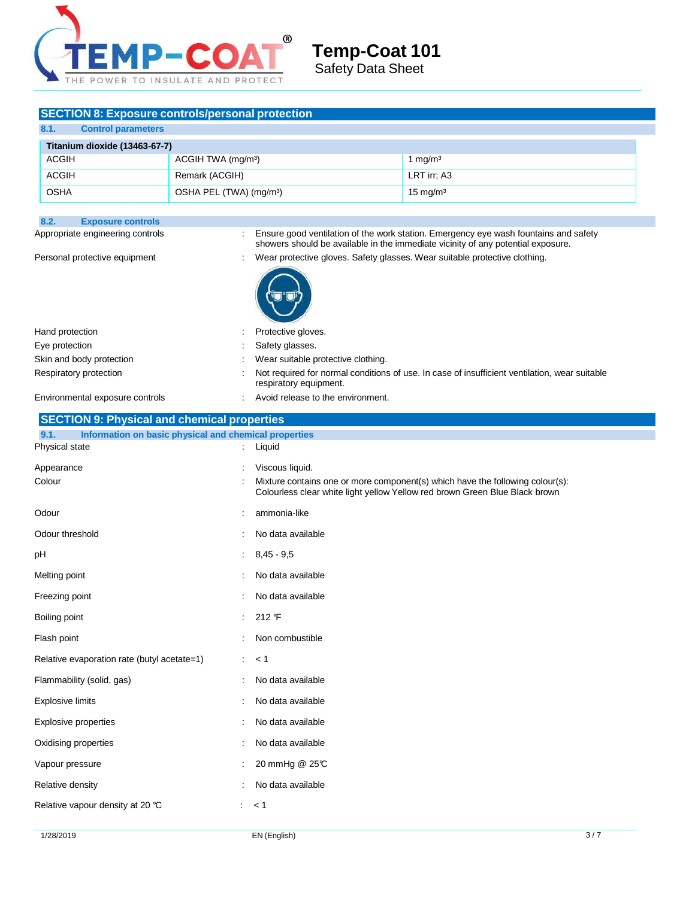## SECTION 8: Exposure controls/personal protection

### 8.1. Control parameters

| Titanium dioxide (13463-67-7) | | |
|---|---|---|
| ACGIH | ACGIH TWA (mg/m³) | 1 mg/m³ |
| ACGIH | Remark (ACGIH) | LRT irr; A3 |
| OSHA | OSHA PEL (TWA) (mg/m³) | 15 mg/m³ |

### 8.2. Exposure controls

Appropriate engineering controls : Ensure good ventilation of the work station. Emergency eye wash fountains and safety showers should be available in the immediate vicinity of any potential exposure.

Personal protective equipment : Wear protective gloves. Safety glasses. Wear suitable protective clothing.

Hand protection : Protective gloves.

Eye protection : Safety glasses.

Skin and body protection : Wear suitable protective clothing.

Respiratory protection : Not required for normal conditions of use. In case of insufficient ventilation, wear suitable respiratory equipment.

Environmental exposure controls : Avoid release to the environment.

## SECTION 9: Physical and chemical properties

### 9.1. Information on basic physical and chemical properties

Physical state : Liquid

Appearance : Viscous liquid.

Colour : Mixture contains one or more component(s) which have the following colour(s): Colourless clear white light yellow Yellow red brown Green Blue Black brown

Odour : ammonia-like

Odour threshold : No data available

pH : 8,45 - 9,5

Melting point : No data available

Freezing point : No data available

Boiling point : 212 °F

Flash point : Non combustible

Relative evaporation rate (butyl acetate=1) : < 1

Flammability (solid, gas) : No data available

Explosive limits : No data available

Explosive properties : No data available

Oxidising properties : No data available

Vapour pressure : 20 mmHg @ 25°C

Relative density : No data available

Relative vapour density at 20 °C : < 1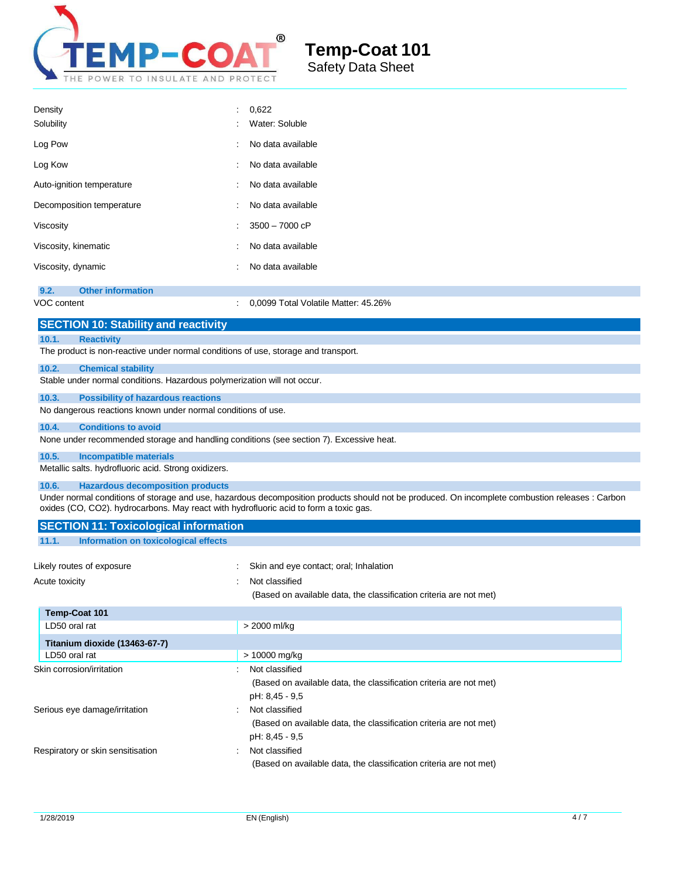| | | |
|---|---|---|
| Density | : | 0,622 |
| Solubility | : | Water: Soluble |
| Log Pow | : | No data available |
| Log Kow | : | No data available |
| Auto-ignition temperature | : | No data available |
| Decomposition temperature | : | No data available |
| Viscosity | : | 3500 – 7000 cP |
| Viscosity, kinematic | : | No data available |
| Viscosity, dynamic | : | No data available |

### 9.2. Other information

| | | |
|---|---|---|
| VOC content | : | 0,0099 Total Volatile Matter: 45.26% |

## SECTION 10: Stability and reactivity

### 10.1. Reactivity

The product is non-reactive under normal conditions of use, storage and transport.

### 10.2. Chemical stability

Stable under normal conditions. Hazardous polymerization will not occur.

### 10.3. Possibility of hazardous reactions

No dangerous reactions known under normal conditions of use.

### 10.4. Conditions to avoid

None under recommended storage and handling conditions (see section 7). Excessive heat.

### 10.5. Incompatible materials

Metallic salts. hydrofluoric acid. Strong oxidizers.

### 10.6. Hazardous decomposition products

Under normal conditions of storage and use, hazardous decomposition products should not be produced. On incomplete combustion releases : Carbon oxides (CO, $CO_2$). hydrocarbons. May react with hydrofluoric acid to form a toxic gas.

## SECTION 11: Toxicological information

### 11.1. Information on toxicological effects

| | | |
|---|---|---|
| Likely routes of exposure | : | Skin and eye contact; oral; Inhalation |
| Acute toxicity | : | Not classified<br>(Based on available data, the classification criteria are not met) |

| **Temp-Coat 101** | |
|---|---|
| LD50 oral rat | > 2000 ml/kg |
| **Titanium dioxide (13463-67-7)** | |
| LD50 oral rat | > 10000 mg/kg |

| | | |
|---|---|---|
| Skin corrosion/irritation | : | Not classified<br>(Based on available data, the classification criteria are not met)<br>pH: 8,45 - 9,5 |
| Serious eye damage/irritation | : | Not classified<br>(Based on available data, the classification criteria are not met)<br>pH: 8,45 - 9,5 |
| Respiratory or skin sensitisation | : | Not classified<br>(Based on available data, the classification criteria are not met) |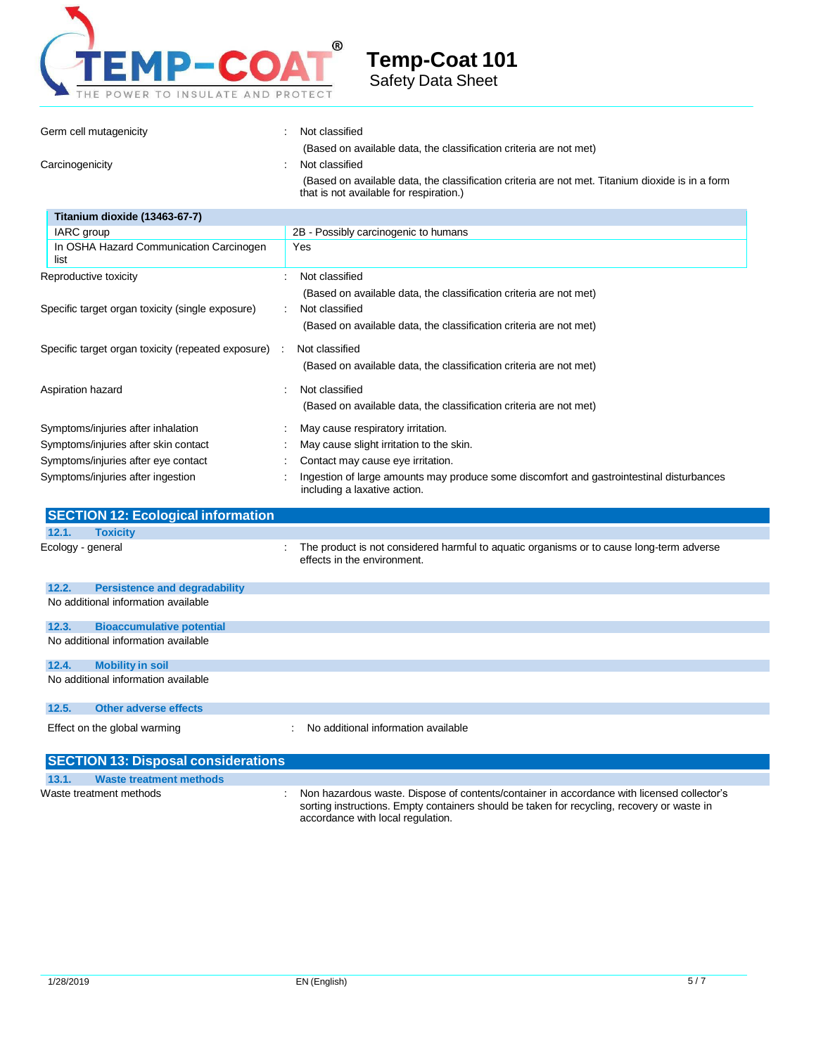| | | |
|---|---|---|
| Germ cell mutagenicity | : | Not classified<br>(Based on available data, the classification criteria are not met) |
| Carcinogenicity | : | Not classified<br>(Based on available data, the classification criteria are not met. Titanium dioxide is in a form that is not available for respiration.) |

| Titanium dioxide (13463-67-7) | |
|---|---|
| IARC group | 2B - Possibly carcinogenic to humans |
| In OSHA Hazard Communication Carcinogen list | Yes |

| | | |
|---|---|---|
| Reproductive toxicity | : | Not classified<br>(Based on available data, the classification criteria are not met) |
| Specific target organ toxicity (single exposure) | : | Not classified<br>(Based on available data, the classification criteria are not met) |
| Specific target organ toxicity (repeated exposure) | : | Not classified<br>(Based on available data, the classification criteria are not met) |
| Aspiration hazard | : | Not classified<br>(Based on available data, the classification criteria are not met) |
| Symptoms/injuries after inhalation | : | May cause respiratory irritation. |
| Symptoms/injuries after skin contact | : | May cause slight irritation to the skin. |
| Symptoms/injuries after eye contact | : | Contact may cause eye irritation. |
| Symptoms/injuries after ingestion | : | Ingestion of large amounts may produce some discomfort and gastrointestinal disturbances including a laxative action. |

## SECTION 12: Ecological information

### 12.1. Toxicity

Ecology - general : The product is not considered harmful to aquatic organisms or to cause long-term adverse effects in the environment.

### 12.2. Persistence and degradability

No additional information available

### 12.3. Bioaccumulative potential

No additional information available

### 12.4. Mobility in soil

No additional information available

### 12.5. Other adverse effects

Effect on the global warming : No additional information available

## SECTION 13: Disposal considerations

### 13.1. Waste treatment methods

Waste treatment methods : Non hazardous waste. Dispose of contents/container in accordance with licensed collector's sorting instructions. Empty containers should be taken for recycling, recovery or waste in accordance with local regulation.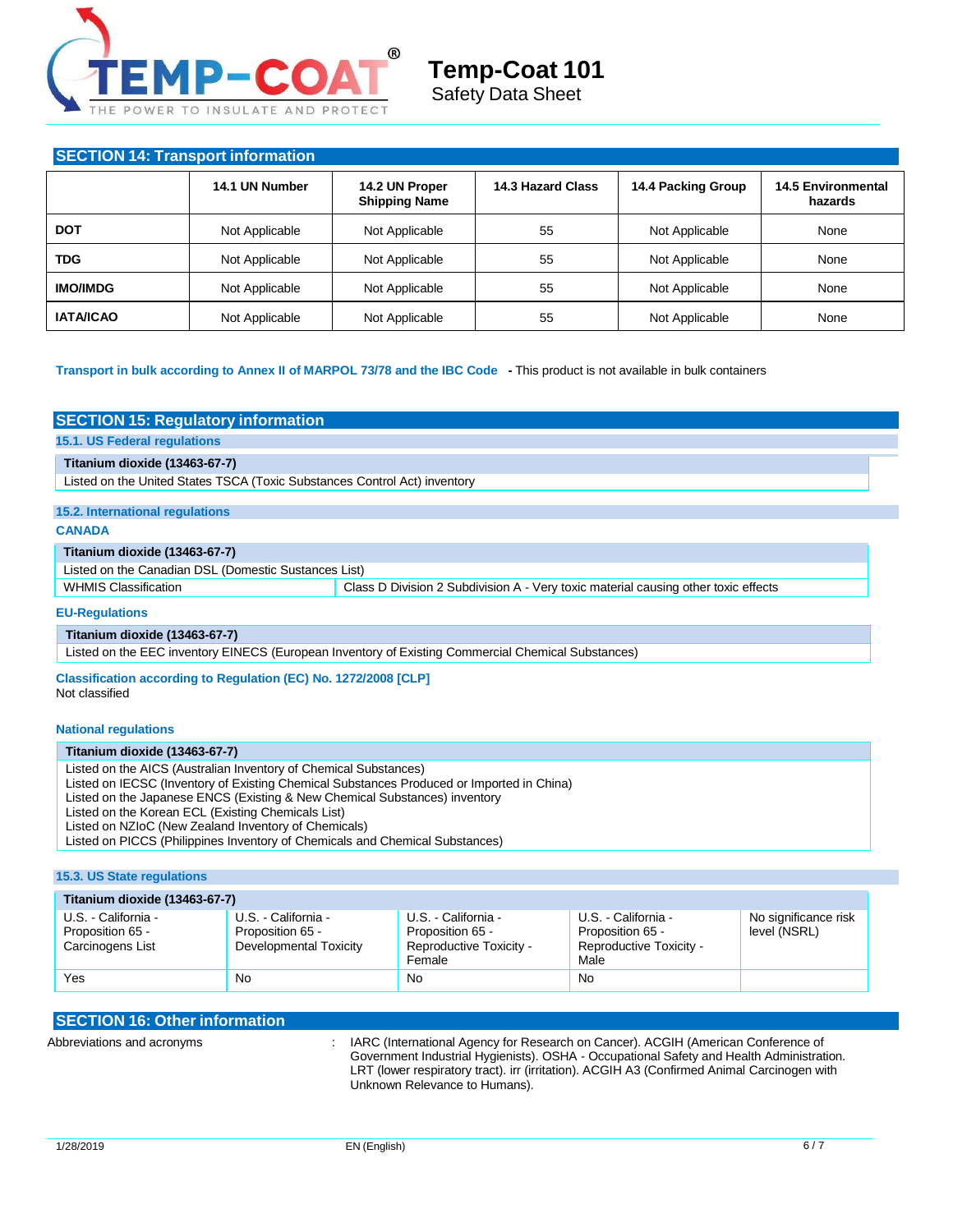## SECTION 14: Transport information

| | 14.1 UN Number | 14.2 UN Proper Shipping Name | 14.3 Hazard Class | 14.4 Packing Group | 14.5 Environmental hazards |
|---|---|---|---|---|---|
| **DOT** | Not Applicable | Not Applicable | 55 | Not Applicable | None |
| **TDG** | Not Applicable | Not Applicable | 55 | Not Applicable | None |
| **IMO/IMDG** | Not Applicable | Not Applicable | 55 | Not Applicable | None |
| **IATA/ICAO** | Not Applicable | Not Applicable | 55 | Not Applicable | None |

**Transport in bulk according to Annex II of MARPOL 73/78 and the IBC Code** - This product is not available in bulk containers

## SECTION 15: Regulatory information

### 15.1. US Federal regulations

**Titanium dioxide (13463-67-7)**

Listed on the United States TSCA (Toxic Substances Control Act) inventory

### 15.2. International regulations

**CANADA**

**Titanium dioxide (13463-67-7)**

Listed on the Canadian DSL (Domestic Substances List)

| WHMIS Classification | Class D Division 2 Subdivision A - Very toxic material causing other toxic effects |
|---|---|

**EU-Regulations**

**Titanium dioxide (13463-67-7)**

Listed on the EEC inventory EINECS (European Inventory of Existing Commercial Chemical Substances)

**Classification according to Regulation (EC) No. 1272/2008 [CLP]**

Not classified

**National regulations**

**Titanium dioxide (13463-67-7)**

Listed on the AICS (Australian Inventory of Chemical Substances)
Listed on IECSC (Inventory of Existing Chemical Substances Produced or Imported in China)
Listed on the Japanese ENCS (Existing & New Chemical Substances) inventory
Listed on the Korean ECL (Existing Chemicals List)
Listed on NZIoC (New Zealand Inventory of Chemicals)
Listed on PICCS (Philippines Inventory of Chemicals and Chemical Substances)

### 15.3. US State regulations

**Titanium dioxide (13463-67-7)**

| U.S. - California - Proposition 65 - Carcinogens List | U.S. - California - Proposition 65 - Developmental Toxicity | U.S. - California - Proposition 65 - Reproductive Toxicity - Female | U.S. - California - Proposition 65 - Reproductive Toxicity - Male | No significance risk level (NSRL) |
|---|---|---|---|---|
| Yes | No | No | No | |

## SECTION 16: Other information

Abbreviations and acronyms : IARC (International Agency for Research on Cancer). ACGIH (American Conference of Government Industrial Hygienists). OSHA - Occupational Safety and Health Administration. LRT (lower respiratory tract). irr (irritation). ACGIH A3 (Confirmed Animal Carcinogen with Unknown Relevance to Humans).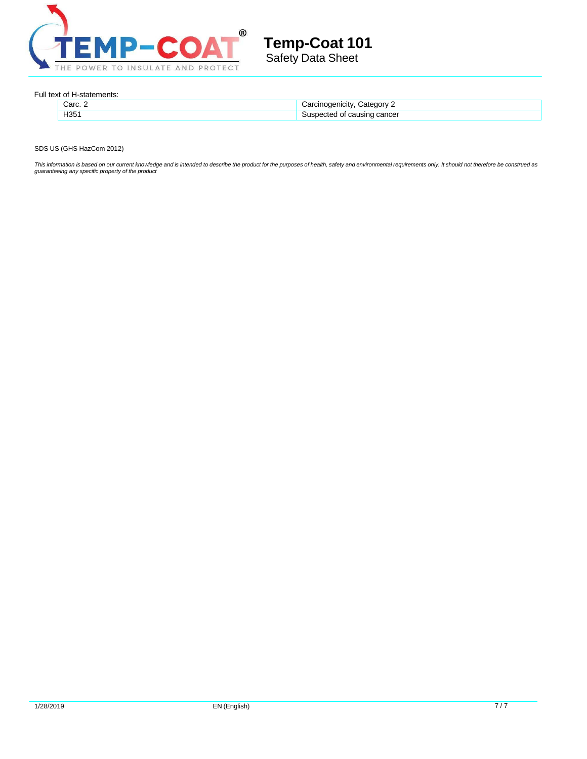Full text of H-statements:

| | |
|---|---|
| Carc. 2 | Carcinogenicity, Category 2 |
| H351 | Suspected of causing cancer |

SDS US (GHS HazCom 2012)

*This information is based on our current knowledge and is intended to describe the product for the purposes of health, safety and environmental requirements only. It should not therefore be construed as guaranteeing any specific property of the product*